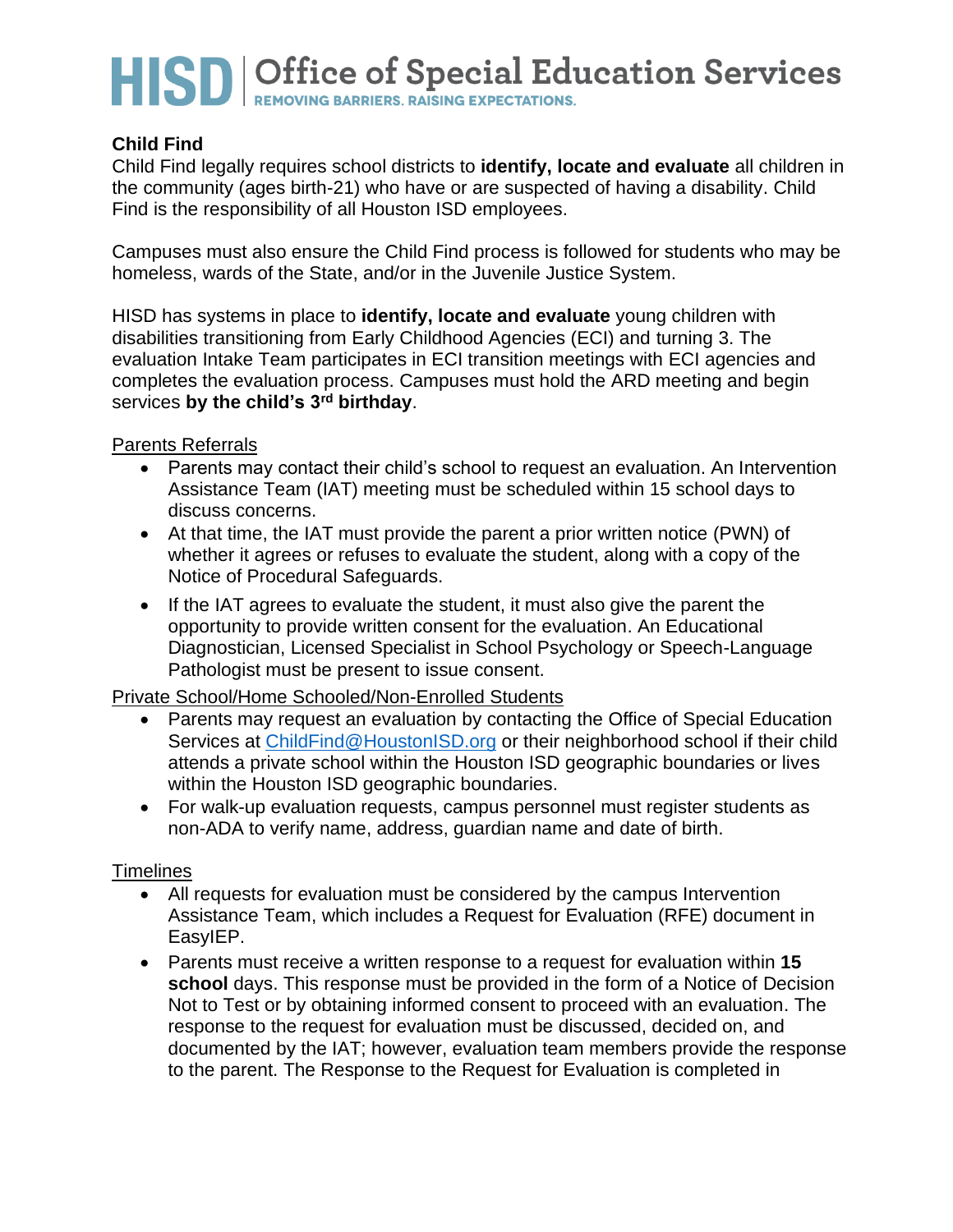HISD | Office of Special Education Services
REMOVING BARRIERS. RAISING EXPECTATIONS.

## Child Find

Child Find legally requires school districts to **identify, locate and evaluate** all children in the community (ages birth-21) who have or are suspected of having a disability. Child Find is the responsibility of all Houston ISD employees.

Campuses must also ensure the Child Find process is followed for students who may be homeless, wards of the State, and/or in the Juvenile Justice System.

HISD has systems in place to **identify, locate and evaluate** young children with disabilities transitioning from Early Childhood Agencies (ECI) and turning 3. The evaluation Intake Team participates in ECI transition meetings with ECI agencies and completes the evaluation process. Campuses must hold the ARD meeting and begin services **by the child's 3rd birthday**.

### Parents Referrals

- Parents may contact their child's school to request an evaluation. An Intervention Assistance Team (IAT) meeting must be scheduled within 15 school days to discuss concerns.
- At that time, the IAT must provide the parent a prior written notice (PWN) of whether it agrees or refuses to evaluate the student, along with a copy of the Notice of Procedural Safeguards.
- If the IAT agrees to evaluate the student, it must also give the parent the opportunity to provide written consent for the evaluation. An Educational Diagnostician, Licensed Specialist in School Psychology or Speech-Language Pathologist must be present to issue consent.

### Private School/Home Schooled/Non-Enrolled Students

- Parents may request an evaluation by contacting the Office of Special Education Services at ChildFind@HoustonISD.org or their neighborhood school if their child attends a private school within the Houston ISD geographic boundaries or lives within the Houston ISD geographic boundaries.
- For walk-up evaluation requests, campus personnel must register students as non-ADA to verify name, address, guardian name and date of birth.

### Timelines

- All requests for evaluation must be considered by the campus Intervention Assistance Team, which includes a Request for Evaluation (RFE) document in EasyIEP.
- Parents must receive a written response to a request for evaluation within **15 school** days. This response must be provided in the form of a Notice of Decision Not to Test or by obtaining informed consent to proceed with an evaluation. The response to the request for evaluation must be discussed, decided on, and documented by the IAT; however, evaluation team members provide the response to the parent. The Response to the Request for Evaluation is completed in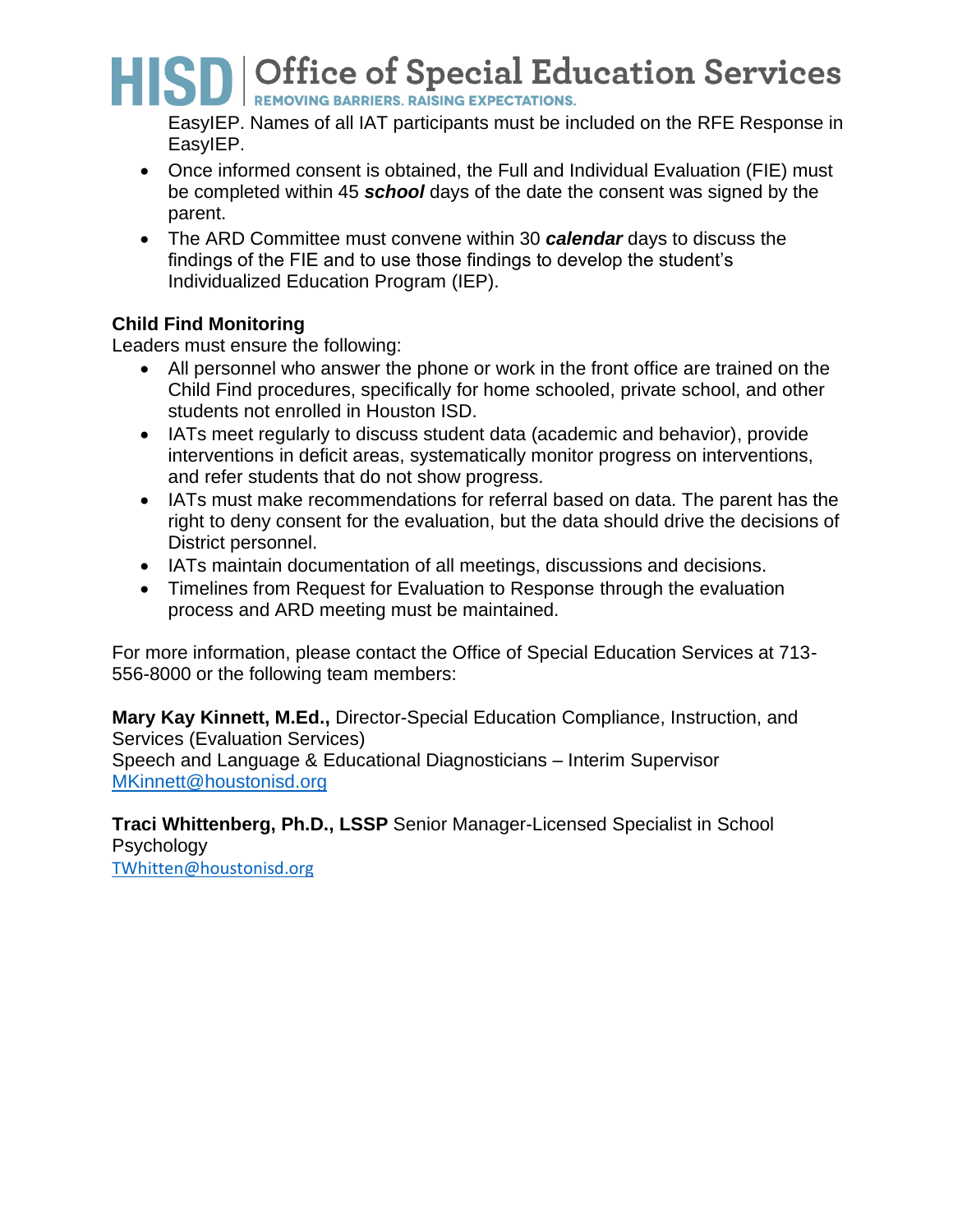EasyIEP. Names of all IAT participants must be included on the RFE Response in EasyIEP.

- Once informed consent is obtained, the Full and Individual Evaluation (FIE) must be completed within 45 ***school*** days of the date the consent was signed by the parent.
- The ARD Committee must convene within 30 ***calendar*** days to discuss the findings of the FIE and to use those findings to develop the student's Individualized Education Program (IEP).

**Child Find Monitoring**

Leaders must ensure the following:

- All personnel who answer the phone or work in the front office are trained on the Child Find procedures, specifically for home schooled, private school, and other students not enrolled in Houston ISD.
- IATs meet regularly to discuss student data (academic and behavior), provide interventions in deficit areas, systematically monitor progress on interventions, and refer students that do not show progress.
- IATs must make recommendations for referral based on data. The parent has the right to deny consent for the evaluation, but the data should drive the decisions of District personnel.
- IATs maintain documentation of all meetings, discussions and decisions.
- Timelines from Request for Evaluation to Response through the evaluation process and ARD meeting must be maintained.

For more information, please contact the Office of Special Education Services at 713-556-8000 or the following team members:

**Mary Kay Kinnett, M.Ed.,** Director-Special Education Compliance, Instruction, and Services (Evaluation Services)
Speech and Language & Educational Diagnosticians – Interim Supervisor
MKinnett@houstonisd.org

**Traci Whittenberg, Ph.D., LSSP** Senior Manager-Licensed Specialist in School Psychology
TWhitten@houstonisd.org